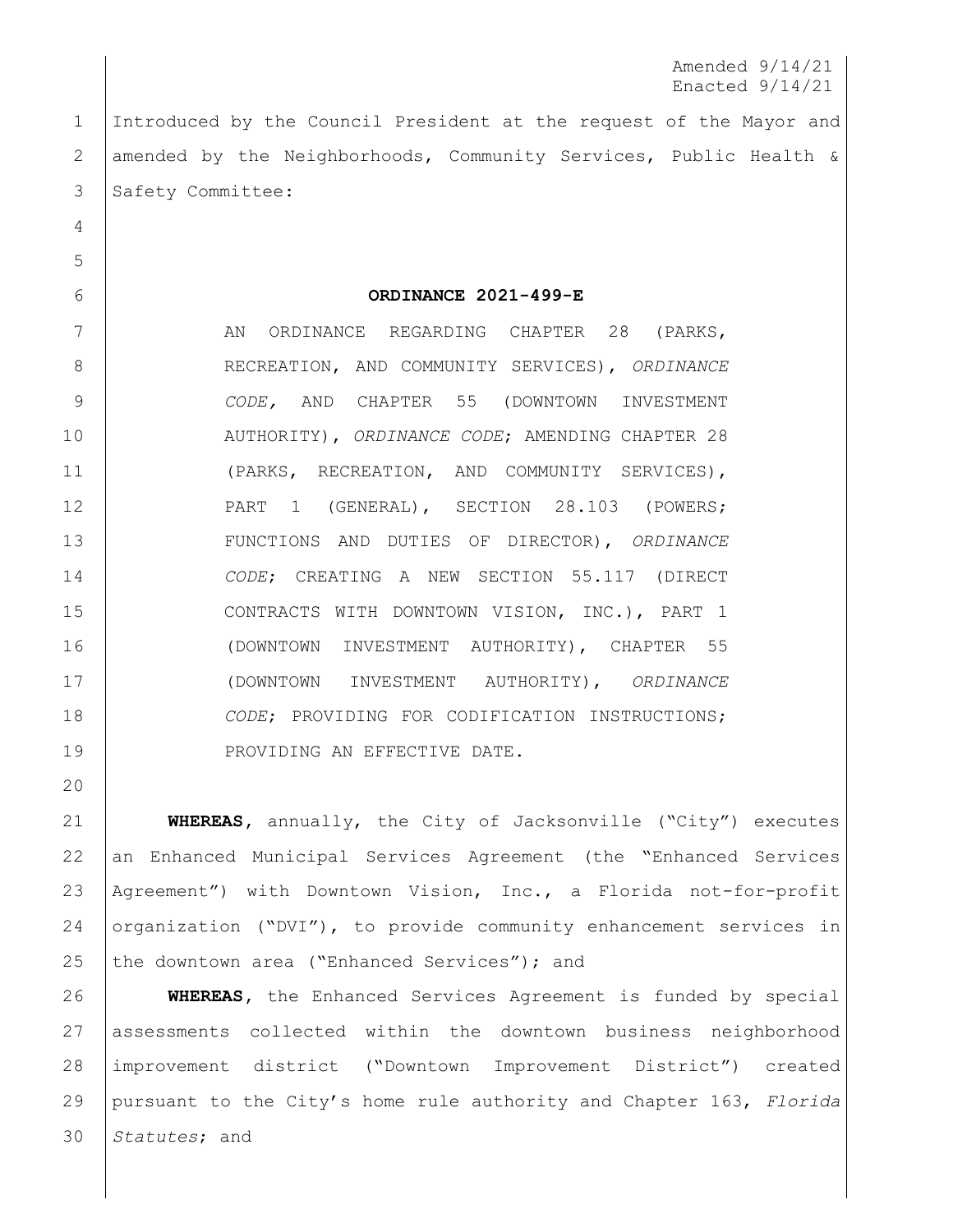Amended 9/14/21
Enacted 9/14/21

Introduced by the Council President at the request of the Mayor and amended by the Neighborhoods, Community Services, Public Health & Safety Committee:

**ORDINANCE 2021-499-E**

AN ORDINANCE REGARDING CHAPTER 28 (PARKS, RECREATION, AND COMMUNITY SERVICES), *ORDINANCE CODE,* AND CHAPTER 55 (DOWNTOWN INVESTMENT AUTHORITY), *ORDINANCE CODE*; AMENDING CHAPTER 28 (PARKS, RECREATION, AND COMMUNITY SERVICES), PART 1 (GENERAL), SECTION 28.103 (POWERS; FUNCTIONS AND DUTIES OF DIRECTOR), *ORDINANCE CODE*; CREATING A NEW SECTION 55.117 (DIRECT CONTRACTS WITH DOWNTOWN VISION, INC.), PART 1 (DOWNTOWN INVESTMENT AUTHORITY), CHAPTER 55 (DOWNTOWN INVESTMENT AUTHORITY), *ORDINANCE CODE*; PROVIDING FOR CODIFICATION INSTRUCTIONS; PROVIDING AN EFFECTIVE DATE.

**WHEREAS**, annually, the City of Jacksonville ("City") executes an Enhanced Municipal Services Agreement (the "Enhanced Services Agreement") with Downtown Vision, Inc., a Florida not-for-profit organization ("DVI"), to provide community enhancement services in the downtown area ("Enhanced Services"); and

**WHEREAS**, the Enhanced Services Agreement is funded by special assessments collected within the downtown business neighborhood improvement district ("Downtown Improvement District") created pursuant to the City's home rule authority and Chapter 163, *Florida Statutes*; and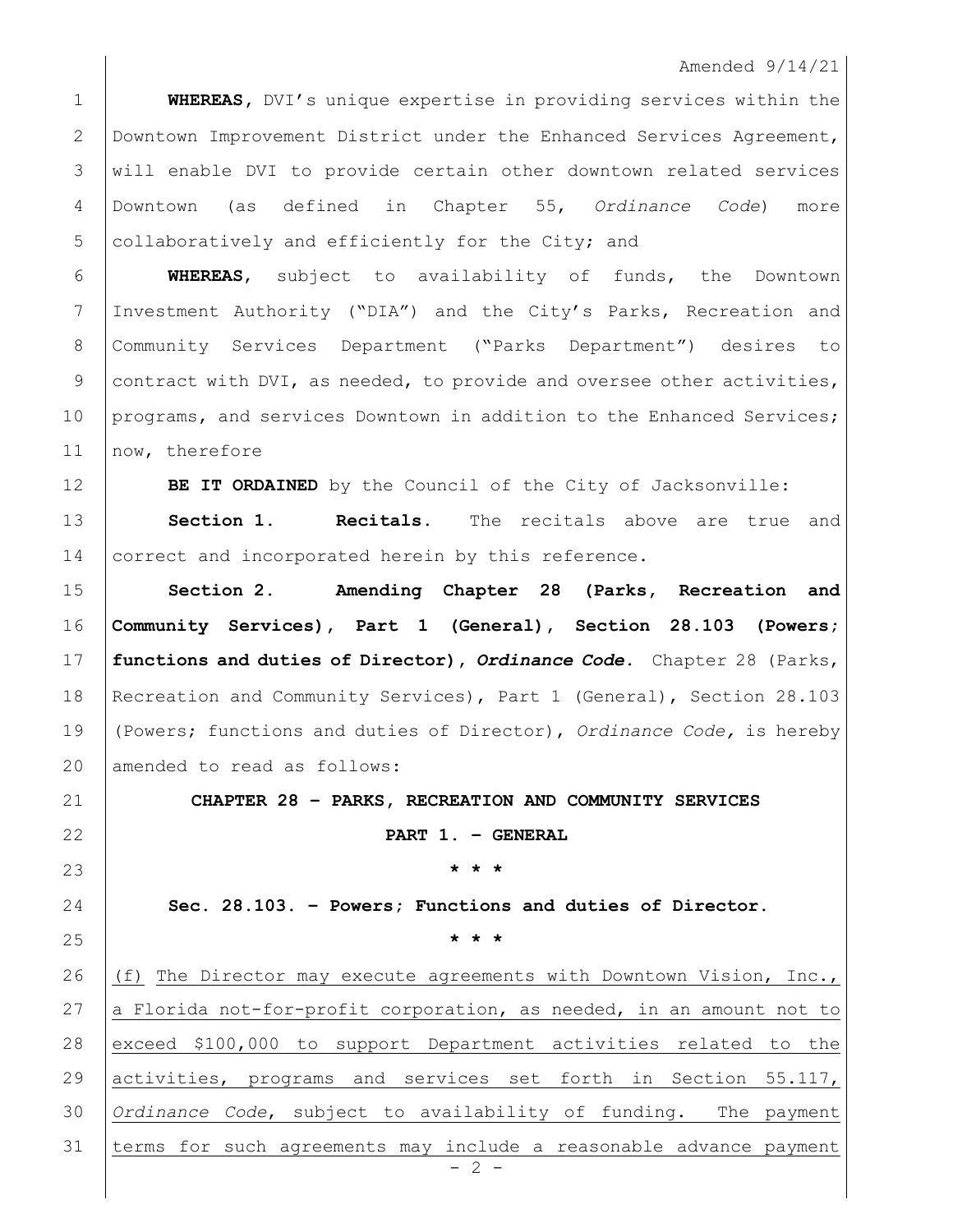**WHEREAS,** DVI's unique expertise in providing services within the Downtown Improvement District under the Enhanced Services Agreement, will enable DVI to provide certain other downtown related services Downtown (as defined in Chapter 55, *Ordinance Code*) more collaboratively and efficiently for the City; and

**WHEREAS**, subject to availability of funds, the Downtown Investment Authority ("DIA") and the City's Parks, Recreation and Community Services Department ("Parks Department") desires to contract with DVI, as needed, to provide and oversee other activities, programs, and services Downtown in addition to the Enhanced Services; now, therefore

**BE IT ORDAINED** by the Council of the City of Jacksonville:

**Section 1. Recitals.** The recitals above are true and correct and incorporated herein by this reference.

**Section 2. Amending Chapter 28 (Parks, Recreation and Community Services), Part 1 (General), Section 28.103 (Powers; functions and duties of Director),** ***Ordinance Code.*** Chapter 28 (Parks, Recreation and Community Services), Part 1 (General), Section 28.103 (Powers; functions and duties of Director), *Ordinance Code,* is hereby amended to read as follows:

**CHAPTER 28 – PARKS, RECREATION AND COMMUNITY SERVICES**

**PART 1. – GENERAL**

**\* \* \***

**Sec. 28.103. – Powers; Functions and duties of Director.**

**\* \* \***

<u>(f) The Director may execute agreements with Downtown Vision, Inc., a Florida not-for-profit corporation, as needed, in an amount not to exceed $100,000 to support Department activities related to the activities, programs and services set forth in Section 55.117, *Ordinance Code*, subject to availability of funding. The payment terms for such agreements may include a reasonable advance payment</u>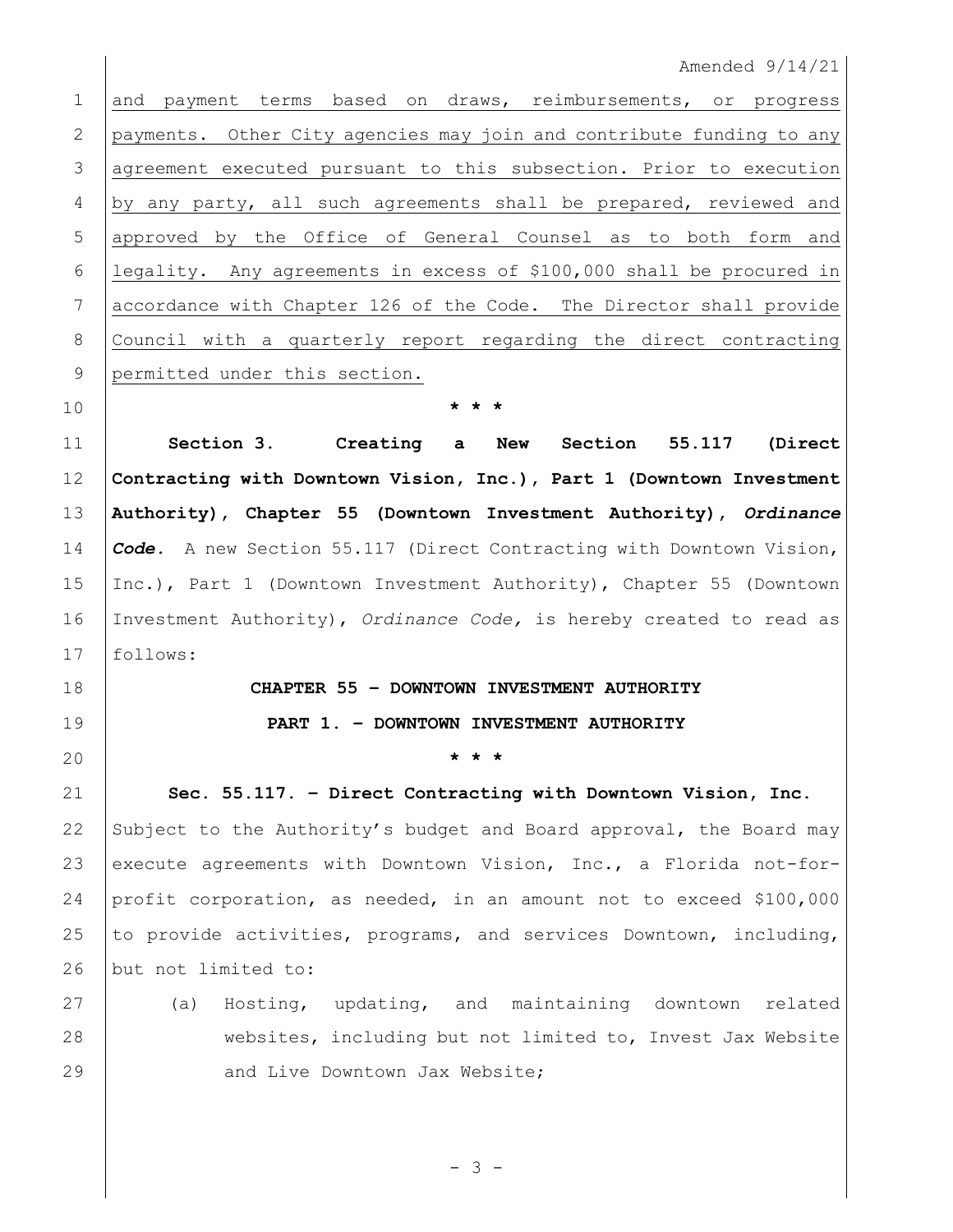and payment terms based on draws, reimbursements, or progress payments. Other City agencies may join and contribute funding to any agreement executed pursuant to this subsection. Prior to execution by any party, all such agreements shall be prepared, reviewed and approved by the Office of General Counsel as to both form and legality. Any agreements in excess of $100,000 shall be procured in accordance with Chapter 126 of the Code. The Director shall provide Council with a quarterly report regarding the direct contracting permitted under this section.

\* \* \*

**Section 3. Creating a New Section 55.117 (Direct Contracting with Downtown Vision, Inc.), Part 1 (Downtown Investment Authority), Chapter 55 (Downtown Investment Authority), *Ordinance Code*.** A new Section 55.117 (Direct Contracting with Downtown Vision, Inc.), Part 1 (Downtown Investment Authority), Chapter 55 (Downtown Investment Authority), *Ordinance Code,* is hereby created to read as follows:

**CHAPTER 55 – DOWNTOWN INVESTMENT AUTHORITY**

**PART 1. – DOWNTOWN INVESTMENT AUTHORITY**

\* \* \*

**Sec. 55.117. – Direct Contracting with Downtown Vision, Inc.** Subject to the Authority's budget and Board approval, the Board may execute agreements with Downtown Vision, Inc., a Florida not-for-profit corporation, as needed, in an amount not to exceed $100,000 to provide activities, programs, and services Downtown, including, but not limited to:

(a) Hosting, updating, and maintaining downtown related websites, including but not limited to, Invest Jax Website and Live Downtown Jax Website;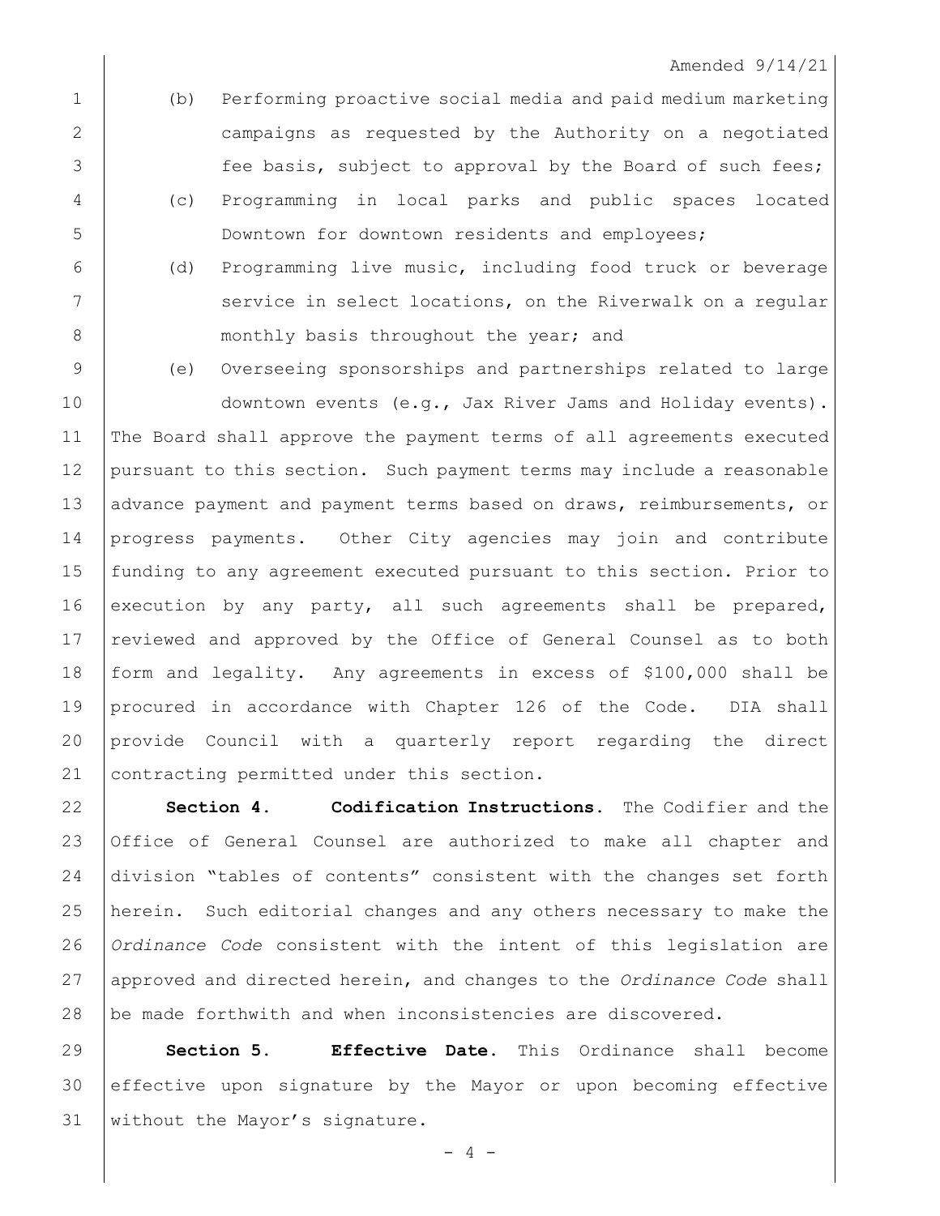(b) Performing proactive social media and paid medium marketing campaigns as requested by the Authority on a negotiated fee basis, subject to approval by the Board of such fees;

(c) Programming in local parks and public spaces located Downtown for downtown residents and employees;

(d) Programming live music, including food truck or beverage service in select locations, on the Riverwalk on a regular monthly basis throughout the year; and

(e) Overseeing sponsorships and partnerships related to large downtown events (e.g., Jax River Jams and Holiday events).

The Board shall approve the payment terms of all agreements executed pursuant to this section. Such payment terms may include a reasonable advance payment and payment terms based on draws, reimbursements, or progress payments. Other City agencies may join and contribute funding to any agreement executed pursuant to this section. Prior to execution by any party, all such agreements shall be prepared, reviewed and approved by the Office of General Counsel as to both form and legality. Any agreements in excess of $100,000 shall be procured in accordance with Chapter 126 of the Code. DIA shall provide Council with a quarterly report regarding the direct contracting permitted under this section.

**Section 4. Codification Instructions.** The Codifier and the Office of General Counsel are authorized to make all chapter and division "tables of contents" consistent with the changes set forth herein. Such editorial changes and any others necessary to make the *Ordinance Code* consistent with the intent of this legislation are approved and directed herein, and changes to the *Ordinance Code* shall be made forthwith and when inconsistencies are discovered.

**Section 5. Effective Date.** This Ordinance shall become effective upon signature by the Mayor or upon becoming effective without the Mayor's signature.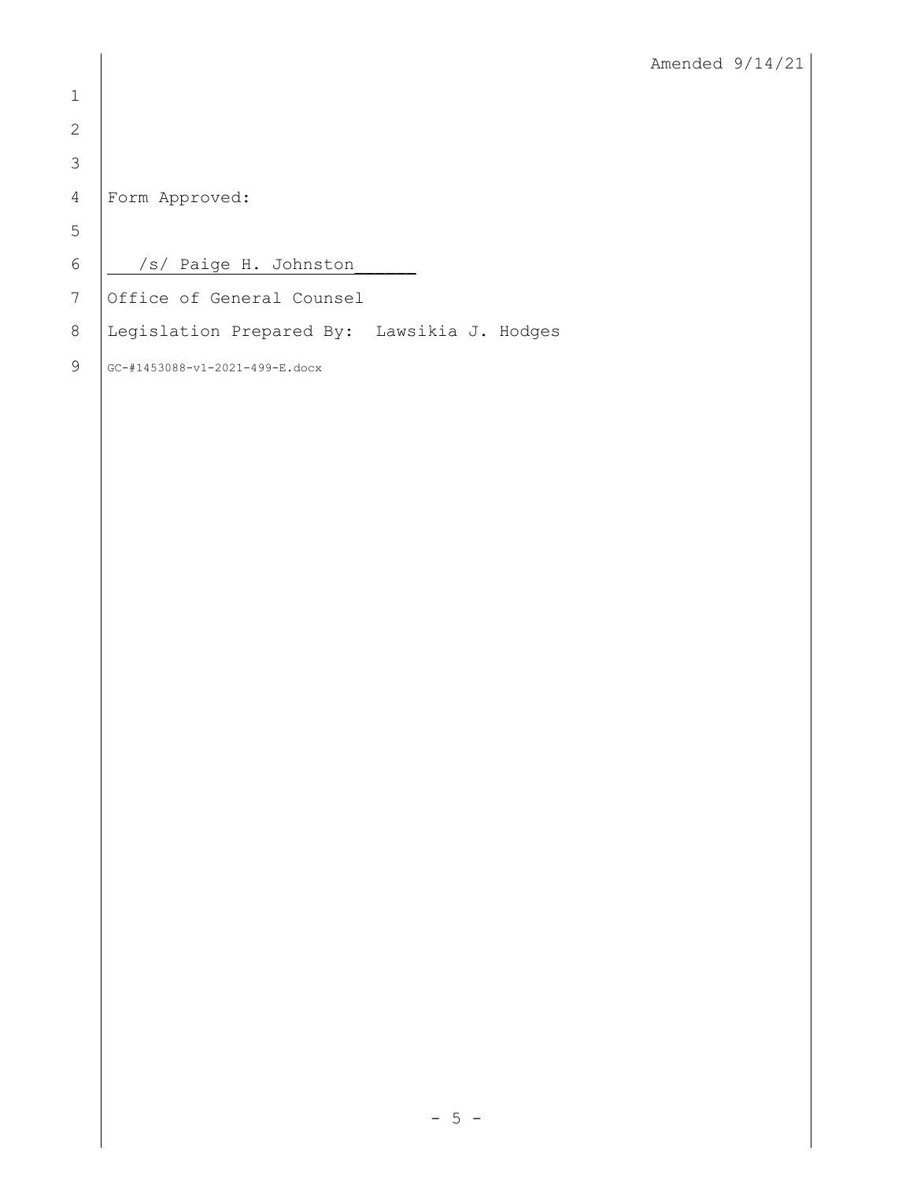Amended 9/14/21

Form Approved:

/s/ Paige H. Johnston

Office of General Counsel

Legislation Prepared By: Lawsikia J. Hodges

GC-#1453088-v1-2021-499-E.docx